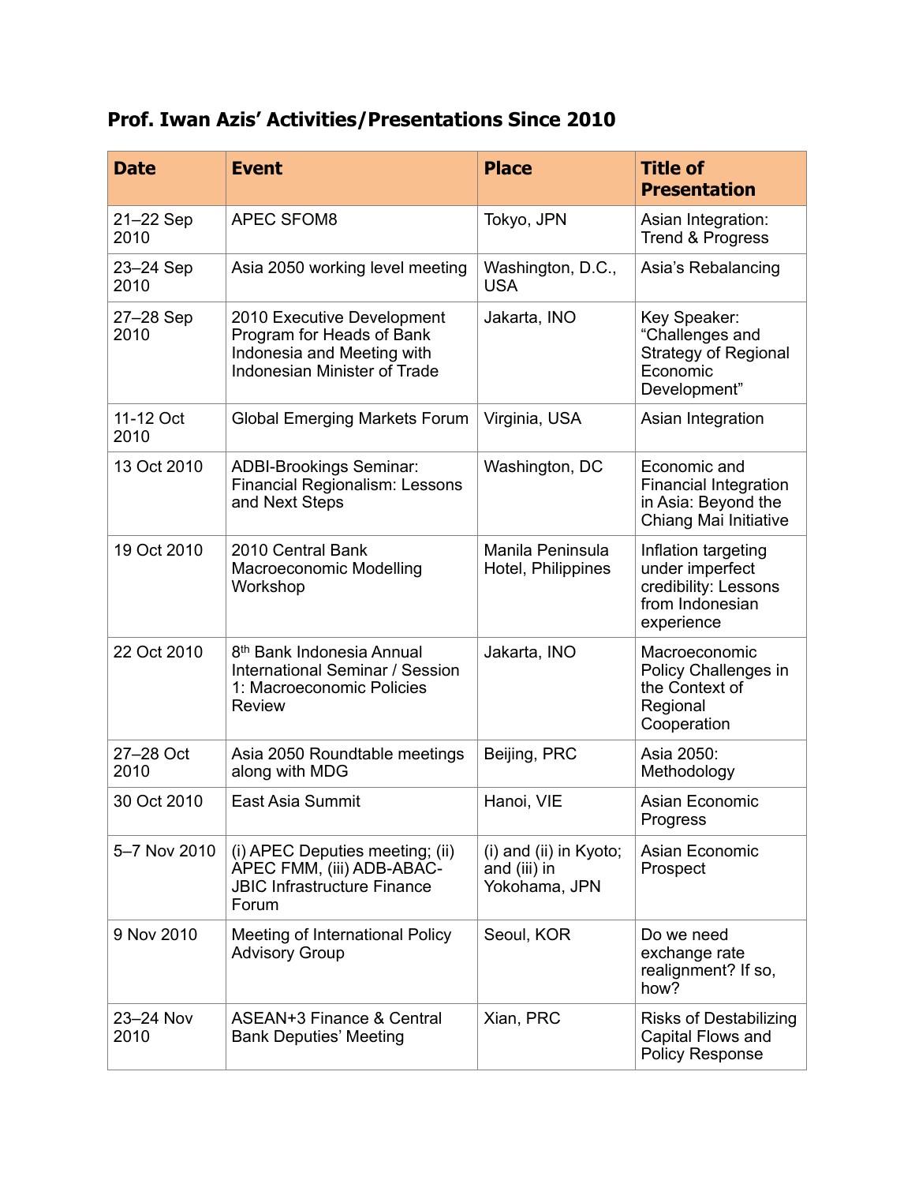## Prof. Iwan Azis' Activities/Presentations Since 2010

| Date | Event | Place | Title of Presentation |
| --- | --- | --- | --- |
| 21–22 Sep 2010 | APEC SFOM8 | Tokyo, JPN | Asian Integration: Trend & Progress |
| 23–24 Sep 2010 | Asia 2050 working level meeting | Washington, D.C., USA | Asia's Rebalancing |
| 27–28 Sep 2010 | 2010 Executive Development Program for Heads of Bank Indonesia and Meeting with Indonesian Minister of Trade | Jakarta, INO | Key Speaker: "Challenges and Strategy of Regional Economic Development" |
| 11-12 Oct 2010 | Global Emerging Markets Forum | Virginia, USA | Asian Integration |
| 13 Oct 2010 | ADBI-Brookings Seminar: Financial Regionalism: Lessons and Next Steps | Washington, DC | Economic and Financial Integration in Asia: Beyond the Chiang Mai Initiative |
| 19 Oct 2010 | 2010 Central Bank Macroeconomic Modelling Workshop | Manila Peninsula Hotel, Philippines | Inflation targeting under imperfect credibility: Lessons from Indonesian experience |
| 22 Oct 2010 | 8th Bank Indonesia Annual International Seminar / Session 1: Macroeconomic Policies Review | Jakarta, INO | Macroeconomic Policy Challenges in the Context of Regional Cooperation |
| 27–28 Oct 2010 | Asia 2050 Roundtable meetings along with MDG | Beijing, PRC | Asia 2050: Methodology |
| 30 Oct 2010 | East Asia Summit | Hanoi, VIE | Asian Economic Progress |
| 5–7 Nov 2010 | (i) APEC Deputies meeting; (ii) APEC FMM, (iii) ADB-ABAC-JBIC Infrastructure Finance Forum | (i) and (ii) in Kyoto; and (iii) in Yokohama, JPN | Asian Economic Prospect |
| 9 Nov 2010 | Meeting of International Policy Advisory Group | Seoul, KOR | Do we need exchange rate realignment? If so, how? |
| 23–24 Nov 2010 | ASEAN+3 Finance & Central Bank Deputies' Meeting | Xian, PRC | Risks of Destabilizing Capital Flows and Policy Response |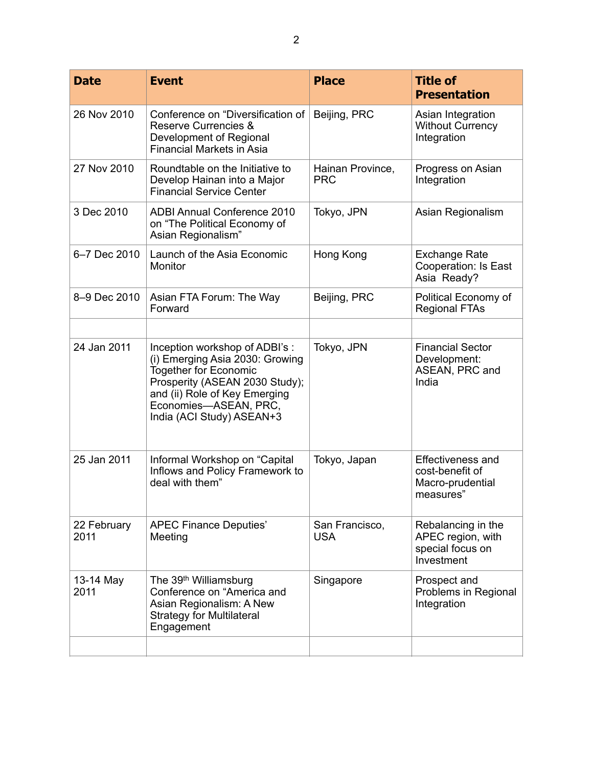| Date | Event | Place | Title of Presentation |
| --- | --- | --- | --- |
| 26 Nov 2010 | Conference on "Diversification of Reserve Currencies & Development of Regional Financial Markets in Asia | Beijing, PRC | Asian Integration Without Currency Integration |
| 27 Nov 2010 | Roundtable on the Initiative to Develop Hainan into a Major Financial Service Center | Hainan Province, PRC | Progress on Asian Integration |
| 3 Dec 2010 | ADBI Annual Conference 2010 on "The Political Economy of Asian Regionalism" | Tokyo, JPN | Asian Regionalism |
| 6–7 Dec 2010 | Launch of the Asia Economic Monitor | Hong Kong | Exchange Rate Cooperation: Is East Asia Ready? |
| 8–9 Dec 2010 | Asian FTA Forum: The Way Forward | Beijing, PRC | Political Economy of Regional FTAs |
| | | | |
| 24 Jan 2011 | Inception workshop of ADBI's : (i) Emerging Asia 2030: Growing Together for Economic Prosperity (ASEAN 2030 Study); and (ii) Role of Key Emerging Economies—ASEAN, PRC, India (ACI Study) ASEAN+3 | Tokyo, JPN | Financial Sector Development: ASEAN, PRC and India |
| 25 Jan 2011 | Informal Workshop on "Capital Inflows and Policy Framework to deal with them" | Tokyo, Japan | Effectiveness and cost-benefit of Macro-prudential measures" |
| 22 February 2011 | APEC Finance Deputies' Meeting | San Francisco, USA | Rebalancing in the APEC region, with special focus on Investment |
| 13-14 May 2011 | The 39th Williamsburg Conference on "America and Asian Regionalism: A New Strategy for Multilateral Engagement | Singapore | Prospect and Problems in Regional Integration |
| | | | |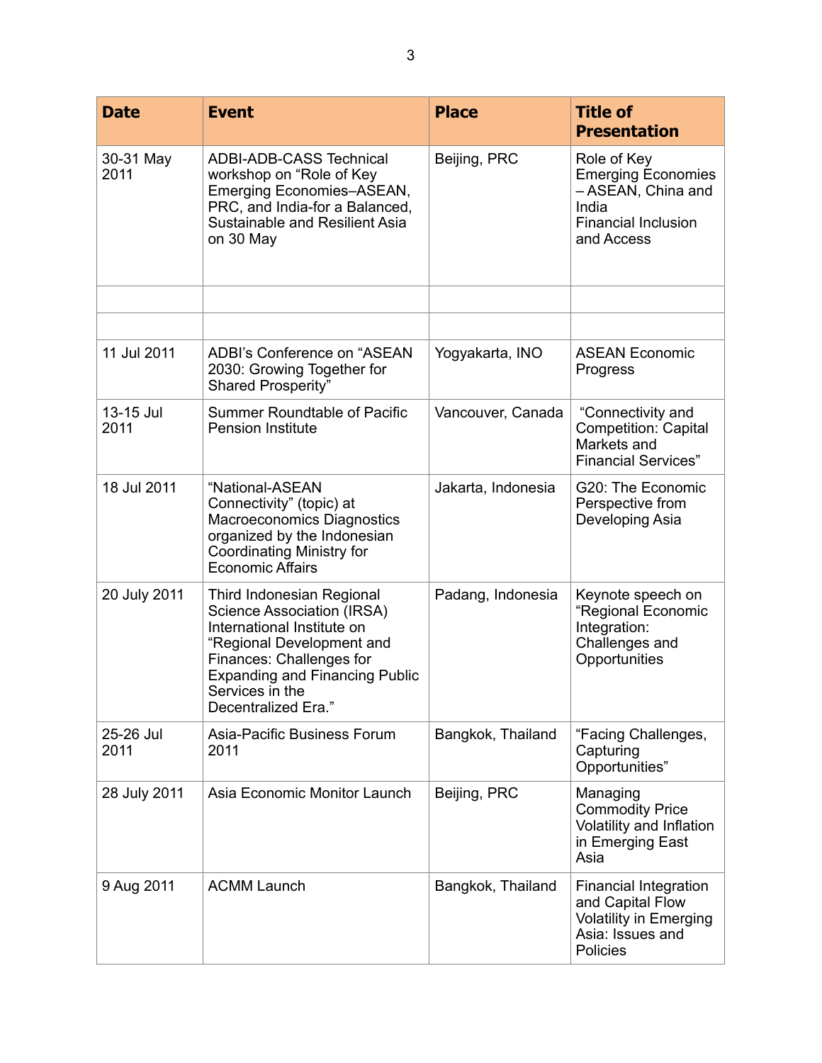| Date | Event | Place | Title of Presentation |
|---|---|---|---|
| 30-31 May 2011 | ADBI-ADB-CASS Technical workshop on “Role of Key Emerging Economies–ASEAN, PRC, and India-for a Balanced, Sustainable and Resilient Asia on 30 May | Beijing, PRC | Role of Key Emerging Economies – ASEAN, China and India Financial Inclusion and Access |
| | | | |
| | | | |
| 11 Jul 2011 | ADBI’s Conference on “ASEAN 2030: Growing Together for Shared Prosperity” | Yogyakarta, INO | ASEAN Economic Progress |
| 13-15 Jul 2011 | Summer Roundtable of Pacific Pension Institute | Vancouver, Canada | “Connectivity and Competition: Capital Markets and Financial Services” |
| 18 Jul 2011 | “National-ASEAN Connectivity” (topic) at Macroeconomics Diagnostics organized by the Indonesian Coordinating Ministry for Economic Affairs | Jakarta, Indonesia | G20: The Economic Perspective from Developing Asia |
| 20 July 2011 | Third Indonesian Regional Science Association (IRSA) International Institute on “Regional Development and Finances: Challenges for Expanding and Financing Public Services in the Decentralized Era.” | Padang, Indonesia | Keynote speech on “Regional Economic Integration: Challenges and Opportunities |
| 25-26 Jul 2011 | Asia-Pacific Business Forum 2011 | Bangkok, Thailand | “Facing Challenges, Capturing Opportunities” |
| 28 July 2011 | Asia Economic Monitor Launch | Beijing, PRC | Managing Commodity Price Volatility and Inflation in Emerging East Asia |
| 9 Aug 2011 | ACMM Launch | Bangkok, Thailand | Financial Integration and Capital Flow Volatility in Emerging Asia: Issues and Policies |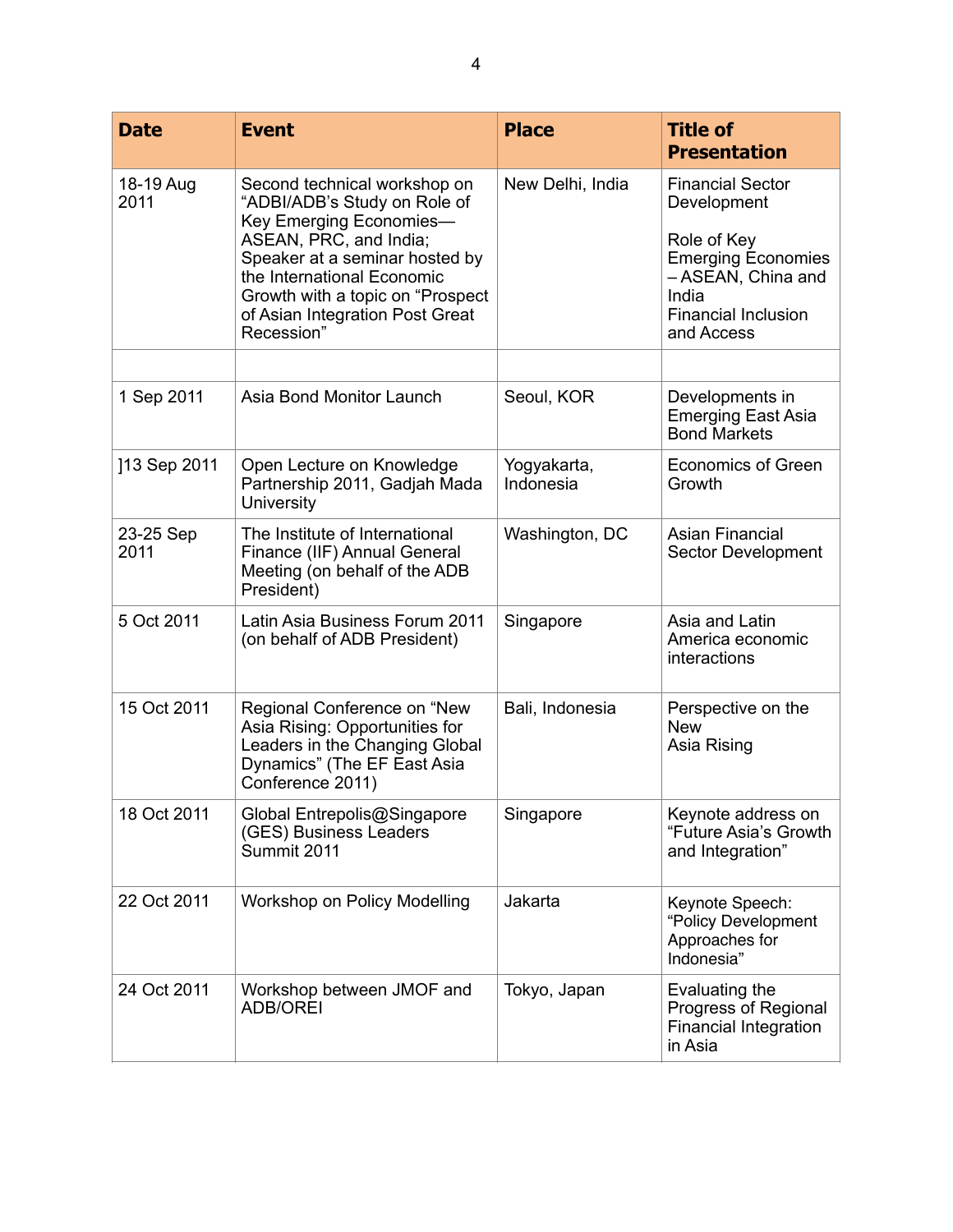| Date | Event | Place | Title of Presentation |
|---|---|---|---|
| 18-19 Aug 2011 | Second technical workshop on "ADBI/ADB's Study on Role of Key Emerging Economies—ASEAN, PRC, and India; Speaker at a seminar hosted by the International Economic Growth with a topic on "Prospect of Asian Integration Post Great Recession" | New Delhi, India | Financial Sector Development<br><br>Role of Key Emerging Economies – ASEAN, China and India<br>Financial Inclusion and Access |
| | | | |
| 1 Sep 2011 | Asia Bond Monitor Launch | Seoul, KOR | Developments in Emerging East Asia Bond Markets |
| ]13 Sep 2011 | Open Lecture on Knowledge Partnership 2011, Gadjah Mada University | Yogyakarta, Indonesia | Economics of Green Growth |
| 23-25 Sep 2011 | The Institute of International Finance (IIF) Annual General Meeting (on behalf of the ADB President) | Washington, DC | Asian Financial Sector Development |
| 5 Oct 2011 | Latin Asia Business Forum 2011 (on behalf of ADB President) | Singapore | Asia and Latin America economic interactions |
| 15 Oct 2011 | Regional Conference on "New Asia Rising: Opportunities for Leaders in the Changing Global Dynamics" (The EF East Asia Conference 2011) | Bali, Indonesia | Perspective on the New Asia Rising |
| 18 Oct 2011 | Global Entrepolis@Singapore (GES) Business Leaders Summit 2011 | Singapore | Keynote address on "Future Asia's Growth and Integration" |
| 22 Oct 2011 | Workshop on Policy Modelling | Jakarta | Keynote Speech: "Policy Development Approaches for Indonesia" |
| 24 Oct 2011 | Workshop between JMOF and ADB/OREI | Tokyo, Japan | Evaluating the Progress of Regional Financial Integration in Asia |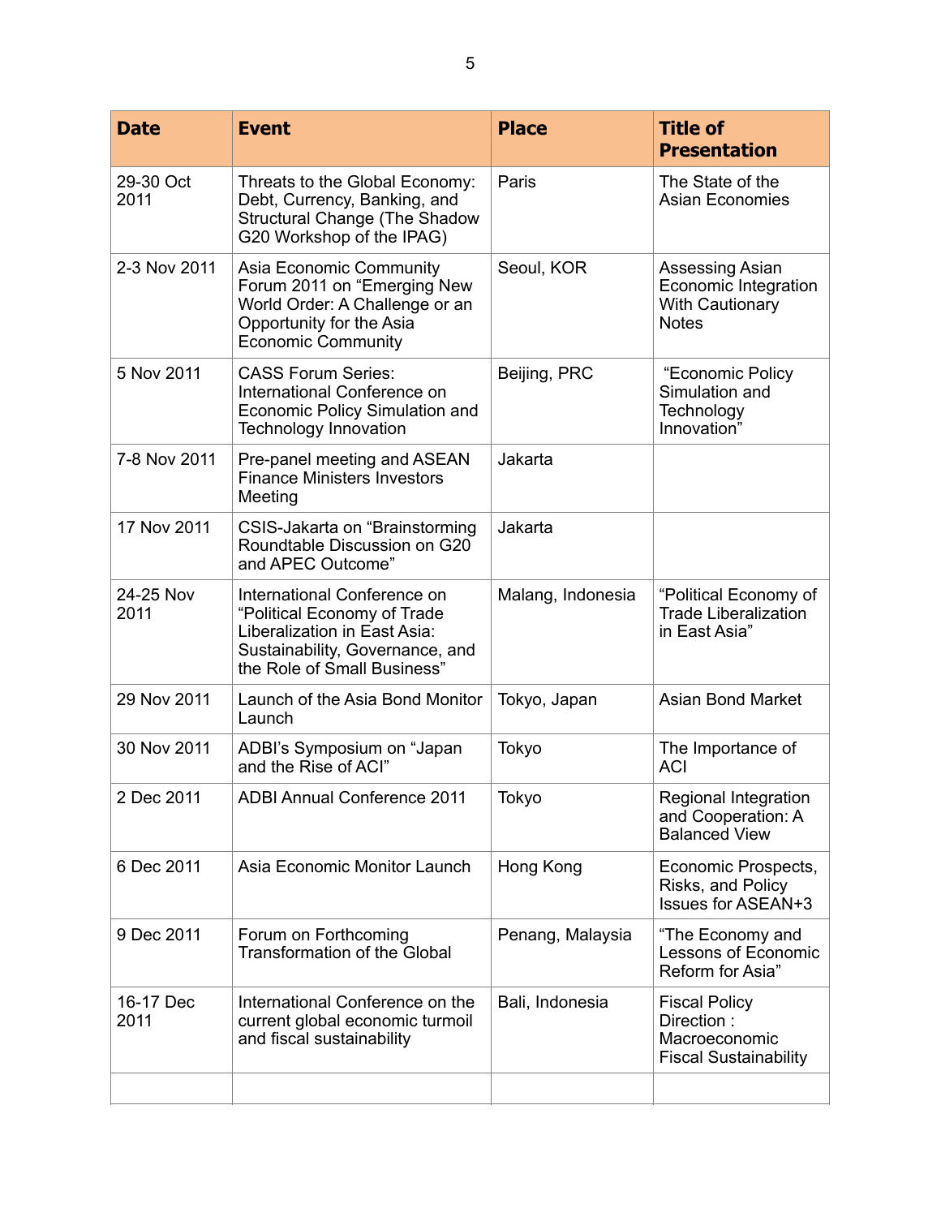| Date | Event | Place | Title of Presentation |
|---|---|---|---|
| 29-30 Oct 2011 | Threats to the Global Economy: Debt, Currency, Banking, and Structural Change (The Shadow G20 Workshop of the IPAG) | Paris | The State of the Asian Economies |
| 2-3 Nov 2011 | Asia Economic Community Forum 2011 on “Emerging New World Order: A Challenge or an Opportunity for the Asia Economic Community | Seoul, KOR | Assessing Asian Economic Integration With Cautionary Notes |
| 5 Nov 2011 | CASS Forum Series: International Conference on Economic Policy Simulation and Technology Innovation | Beijing, PRC | “Economic Policy Simulation and Technology Innovation” |
| 7-8 Nov 2011 | Pre-panel meeting and ASEAN Finance Ministers Investors Meeting | Jakarta | |
| 17 Nov 2011 | CSIS-Jakarta on “Brainstorming Roundtable Discussion on G20 and APEC Outcome” | Jakarta | |
| 24-25 Nov 2011 | International Conference on “Political Economy of Trade Liberalization in East Asia: Sustainability, Governance, and the Role of Small Business” | Malang, Indonesia | “Political Economy of Trade Liberalization in East Asia” |
| 29 Nov 2011 | Launch of the Asia Bond Monitor Launch | Tokyo, Japan | Asian Bond Market |
| 30 Nov 2011 | ADBI’s Symposium on “Japan and the Rise of ACI” | Tokyo | The Importance of ACI |
| 2 Dec 2011 | ADBI Annual Conference 2011 | Tokyo | Regional Integration and Cooperation: A Balanced View |
| 6 Dec 2011 | Asia Economic Monitor Launch | Hong Kong | Economic Prospects, Risks, and Policy Issues for ASEAN+3 |
| 9 Dec 2011 | Forum on Forthcoming Transformation of the Global | Penang, Malaysia | “The Economy and Lessons of Economic Reform for Asia” |
| 16-17 Dec 2011 | International Conference on the current global economic turmoil and fiscal sustainability | Bali, Indonesia | Fiscal Policy Direction : Macroeconomic Fiscal Sustainability |
| | | | |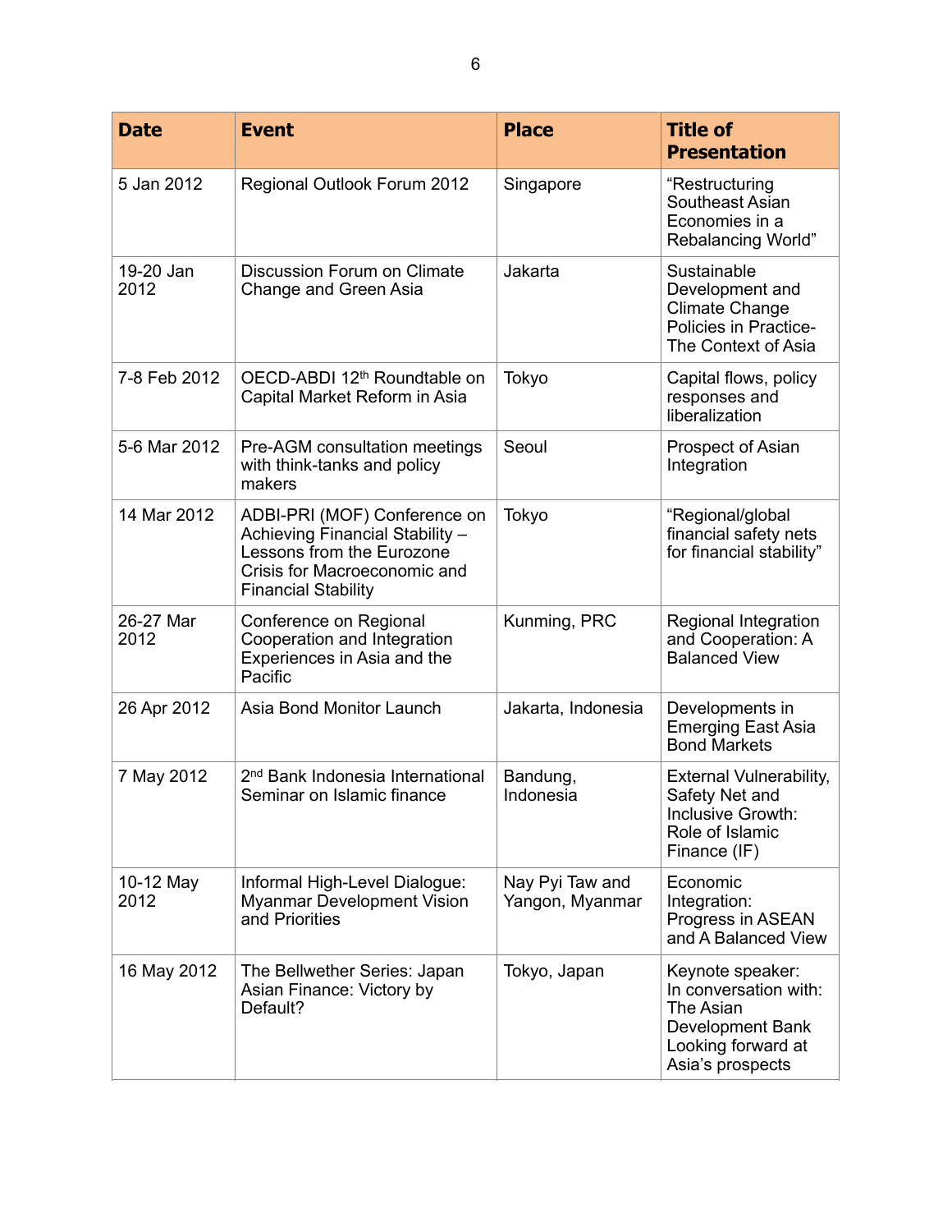| Date | Event | Place | Title of Presentation |
| --- | --- | --- | --- |
| 5 Jan 2012 | Regional Outlook Forum 2012 | Singapore | "Restructuring Southeast Asian Economies in a Rebalancing World" |
| 19-20 Jan 2012 | Discussion Forum on Climate Change and Green Asia | Jakarta | Sustainable Development and Climate Change Policies in Practice- The Context of Asia |
| 7-8 Feb 2012 | OECD-ABDI 12th Roundtable on Capital Market Reform in Asia | Tokyo | Capital flows, policy responses and liberalization |
| 5-6 Mar 2012 | Pre-AGM consultation meetings with think-tanks and policy makers | Seoul | Prospect of Asian Integration |
| 14 Mar 2012 | ADBI-PRI (MOF) Conference on Achieving Financial Stability – Lessons from the Eurozone Crisis for Macroeconomic and Financial Stability | Tokyo | "Regional/global financial safety nets for financial stability" |
| 26-27 Mar 2012 | Conference on Regional Cooperation and Integration Experiences in Asia and the Pacific | Kunming, PRC | Regional Integration and Cooperation: A Balanced View |
| 26 Apr 2012 | Asia Bond Monitor Launch | Jakarta, Indonesia | Developments in Emerging East Asia Bond Markets |
| 7 May 2012 | 2nd Bank Indonesia International Seminar on Islamic finance | Bandung, Indonesia | External Vulnerability, Safety Net and Inclusive Growth: Role of Islamic Finance (IF) |
| 10-12 May 2012 | Informal High-Level Dialogue: Myanmar Development Vision and Priorities | Nay Pyi Taw and Yangon, Myanmar | Economic Integration: Progress in ASEAN and A Balanced View |
| 16 May 2012 | The Bellwether Series: Japan Asian Finance: Victory by Default? | Tokyo, Japan | Keynote speaker: In conversation with: The Asian Development Bank Looking forward at Asia's prospects |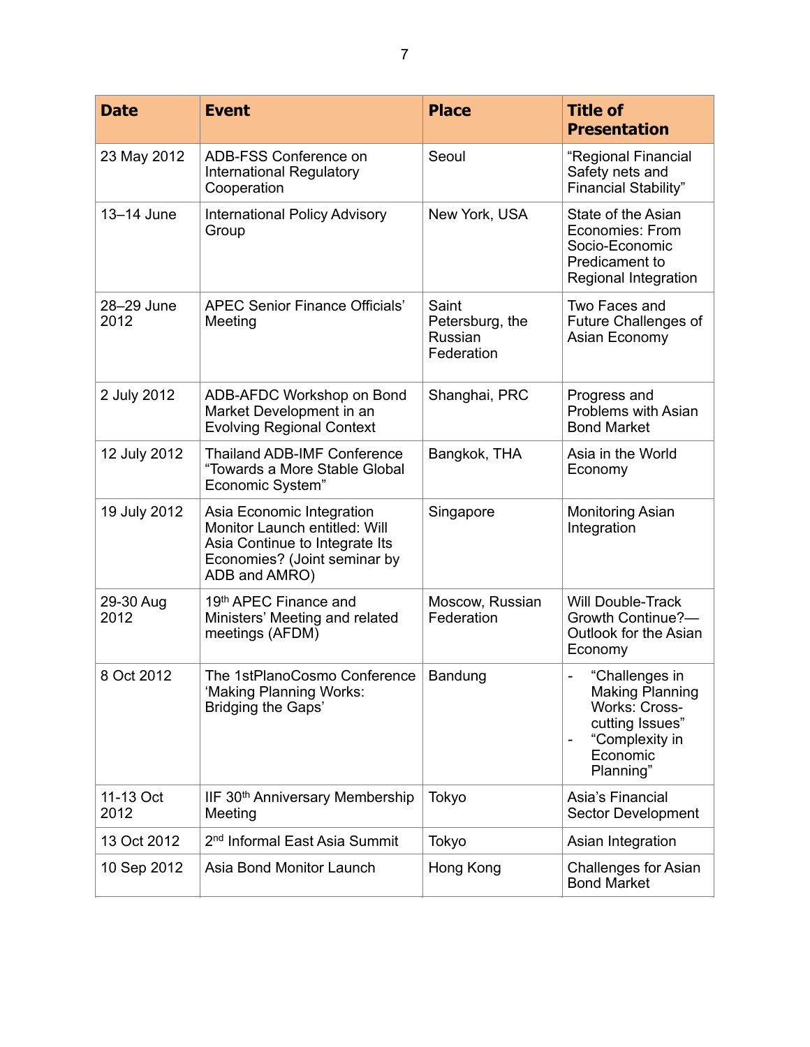| Date | Event | Place | Title of Presentation |
|---|---|---|---|
| 23 May 2012 | ADB-FSS Conference on International Regulatory Cooperation | Seoul | "Regional Financial Safety nets and Financial Stability" |
| 13–14 June | International Policy Advisory Group | New York, USA | State of the Asian Economies: From Socio-Economic Predicament to Regional Integration |
| 28–29 June 2012 | APEC Senior Finance Officials' Meeting | Saint Petersburg, the Russian Federation | Two Faces and Future Challenges of Asian Economy |
| 2 July 2012 | ADB-AFDC Workshop on Bond Market Development in an Evolving Regional Context | Shanghai, PRC | Progress and Problems with Asian Bond Market |
| 12 July 2012 | Thailand ADB-IMF Conference "Towards a More Stable Global Economic System" | Bangkok, THA | Asia in the World Economy |
| 19 July 2012 | Asia Economic Integration Monitor Launch entitled: Will Asia Continue to Integrate Its Economies? (Joint seminar by ADB and AMRO) | Singapore | Monitoring Asian Integration |
| 29-30 Aug 2012 | 19th APEC Finance and Ministers' Meeting and related meetings (AFDM) | Moscow, Russian Federation | Will Double-Track Growth Continue?—Outlook for the Asian Economy |
| 8 Oct 2012 | The 1stPlanoCosmo Conference 'Making Planning Works: Bridging the Gaps' | Bandung | - "Challenges in Making Planning Works: Cross-cutting Issues"<br>- "Complexity in Economic Planning" |
| 11-13 Oct 2012 | IIF 30th Anniversary Membership Meeting | Tokyo | Asia's Financial Sector Development |
| 13 Oct 2012 | 2nd Informal East Asia Summit | Tokyo | Asian Integration |
| 10 Sep 2012 | Asia Bond Monitor Launch | Hong Kong | Challenges for Asian Bond Market |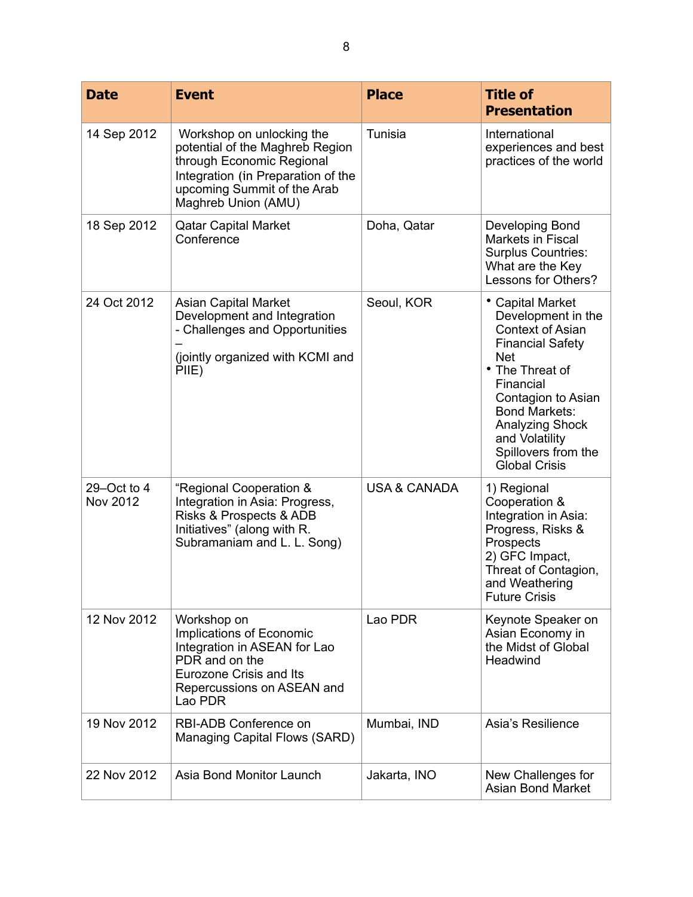| Date | Event | Place | Title of Presentation |
|---|---|---|---|
| 14 Sep 2012 | Workshop on unlocking the potential of the Maghreb Region through Economic Regional Integration (in Preparation of the upcoming Summit of the Arab Maghreb Union (AMU) | Tunisia | International experiences and best practices of the world |
| 18 Sep 2012 | Qatar Capital Market Conference | Doha, Qatar | Developing Bond Markets in Fiscal Surplus Countries: What are the Key Lessons for Others? |
| 24 Oct 2012 | Asian Capital Market Development and Integration - Challenges and Opportunities – (jointly organized with KCMI and PIIE) | Seoul, KOR | • Capital Market Development in the Context of Asian Financial Safety Net<br>• The Threat of Financial Contagion to Asian Bond Markets: Analyzing Shock and Volatility Spillovers from the Global Crisis |
| 29–Oct to 4 Nov 2012 | "Regional Cooperation & Integration in Asia: Progress, Risks & Prospects & ADB Initiatives" (along with R. Subramaniam and L. L. Song) | USA & CANADA | 1) Regional Cooperation & Integration in Asia: Progress, Risks & Prospects<br>2) GFC Impact, Threat of Contagion, and Weathering Future Crisis |
| 12 Nov 2012 | Workshop on Implications of Economic Integration in ASEAN for Lao PDR and on the Eurozone Crisis and Its Repercussions on ASEAN and Lao PDR | Lao PDR | Keynote Speaker on Asian Economy in the Midst of Global Headwind |
| 19 Nov 2012 | RBI-ADB Conference on Managing Capital Flows (SARD) | Mumbai, IND | Asia's Resilience |
| 22 Nov 2012 | Asia Bond Monitor Launch | Jakarta, INO | New Challenges for Asian Bond Market |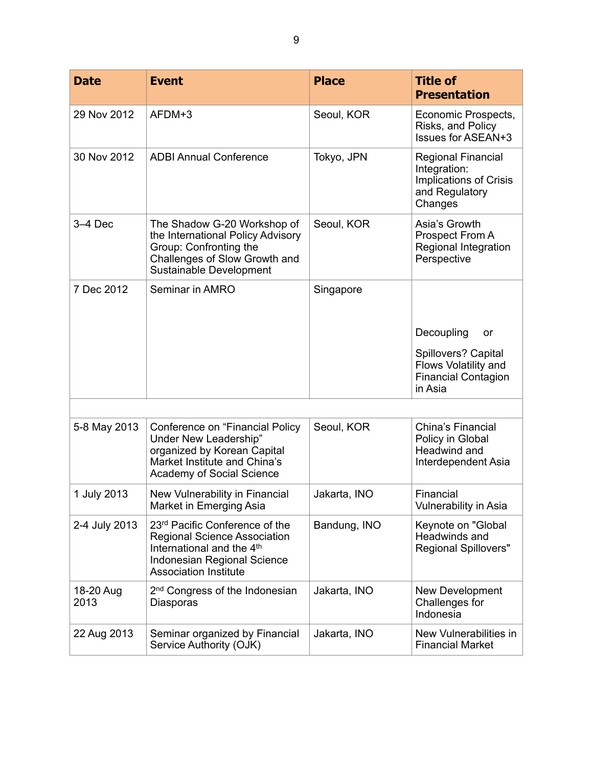| Date | Event | Place | Title of Presentation |
| --- | --- | --- | --- |
| 29 Nov 2012 | AFDM+3 | Seoul, KOR | Economic Prospects, Risks, and Policy Issues for ASEAN+3 |
| 30 Nov 2012 | ADBI Annual Conference | Tokyo, JPN | Regional Financial Integration: Implications of Crisis and Regulatory Changes |
| 3–4 Dec | The Shadow G-20 Workshop of the International Policy Advisory Group: Confronting the Challenges of Slow Growth and Sustainable Development | Seoul, KOR | Asia's Growth Prospect From A Regional Integration Perspective |
| 7 Dec 2012 | Seminar in AMRO | Singapore | Decoupling or Spillovers? Capital Flows Volatility and Financial Contagion in Asia |
| | | | |
| 5-8 May 2013 | Conference on "Financial Policy Under New Leadership" organized by Korean Capital Market Institute and China's Academy of Social Science | Seoul, KOR | China's Financial Policy in Global Headwind and Interdependent Asia |
| 1 July 2013 | New Vulnerability in Financial Market in Emerging Asia | Jakarta, INO | Financial Vulnerability in Asia |
| 2-4 July 2013 | 23rd Pacific Conference of the Regional Science Association International and the 4th Indonesian Regional Science Association Institute | Bandung, INO | Keynote on "Global Headwinds and Regional Spillovers" |
| 18-20 Aug 2013 | 2nd Congress of the Indonesian Diasporas | Jakarta, INO | New Development Challenges for Indonesia |
| 22 Aug 2013 | Seminar organized by Financial Service Authority (OJK) | Jakarta, INO | New Vulnerabilities in Financial Market |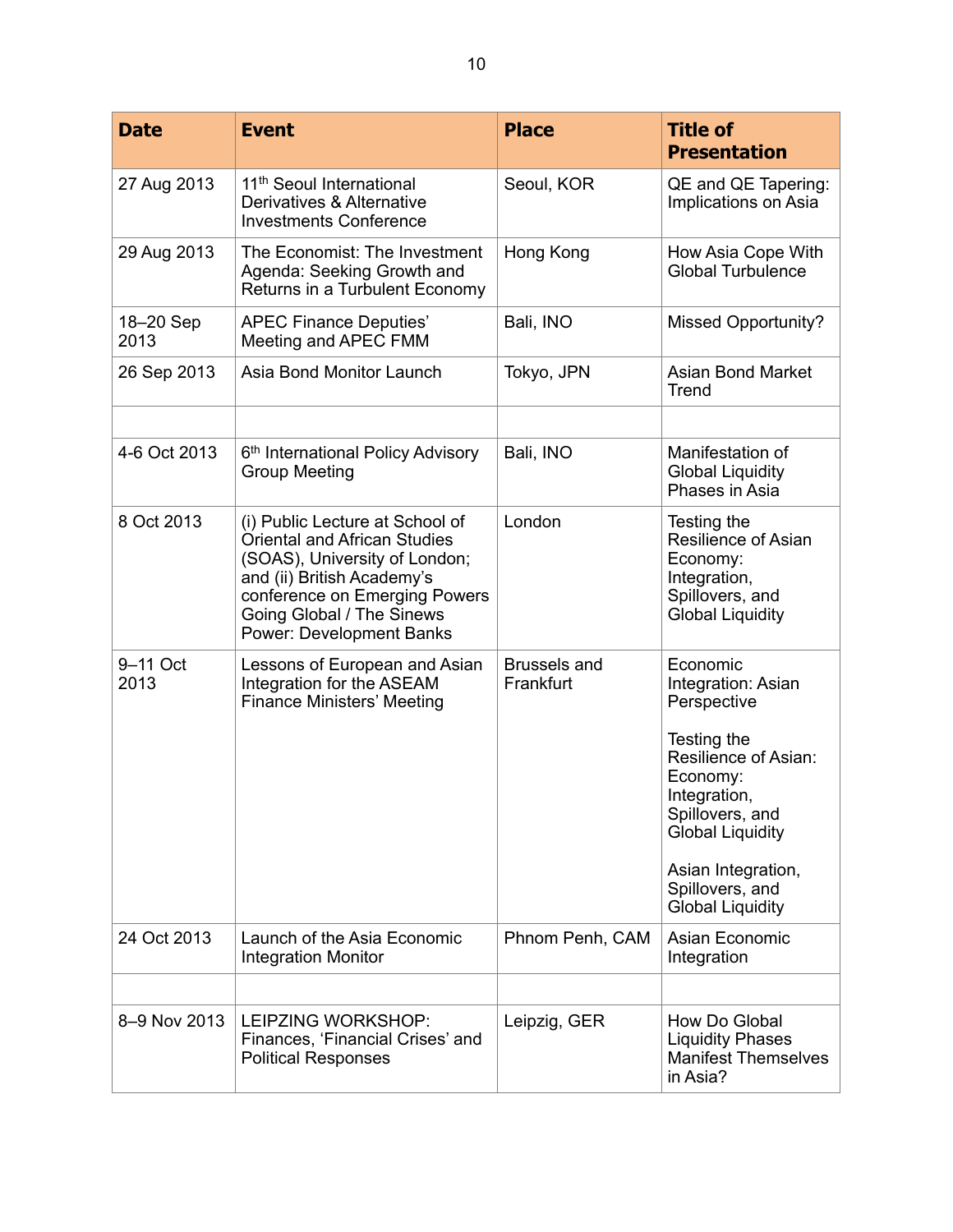| Date | Event | Place | Title of Presentation |
|---|---|---|---|
| 27 Aug 2013 | 11th Seoul International Derivatives & Alternative Investments Conference | Seoul, KOR | QE and QE Tapering: Implications on Asia |
| 29 Aug 2013 | The Economist: The Investment Agenda: Seeking Growth and Returns in a Turbulent Economy | Hong Kong | How Asia Cope With Global Turbulence |
| 18–20 Sep 2013 | APEC Finance Deputies' Meeting and APEC FMM | Bali, INO | Missed Opportunity? |
| 26 Sep 2013 | Asia Bond Monitor Launch | Tokyo, JPN | Asian Bond Market Trend |
| | | | |
| 4-6 Oct 2013 | 6th International Policy Advisory Group Meeting | Bali, INO | Manifestation of Global Liquidity Phases in Asia |
| 8 Oct 2013 | (i) Public Lecture at School of Oriental and African Studies (SOAS), University of London; and (ii) British Academy's conference on Emerging Powers Going Global / The Sinews Power: Development Banks | London | Testing the Resilience of Asian Economy: Integration, Spillovers, and Global Liquidity |
| 9–11 Oct 2013 | Lessons of European and Asian Integration for the ASEAM Finance Ministers' Meeting | Brussels and Frankfurt | Economic Integration: Asian Perspective<br><br>Testing the Resilience of Asian: Economy: Integration, Spillovers, and Global Liquidity<br><br>Asian Integration, Spillovers, and Global Liquidity |
| 24 Oct 2013 | Launch of the Asia Economic Integration Monitor | Phnom Penh, CAM | Asian Economic Integration |
| | | | |
| 8–9 Nov 2013 | LEIPZING WORKSHOP: Finances, 'Financial Crises' and Political Responses | Leipzig, GER | How Do Global Liquidity Phases Manifest Themselves in Asia? |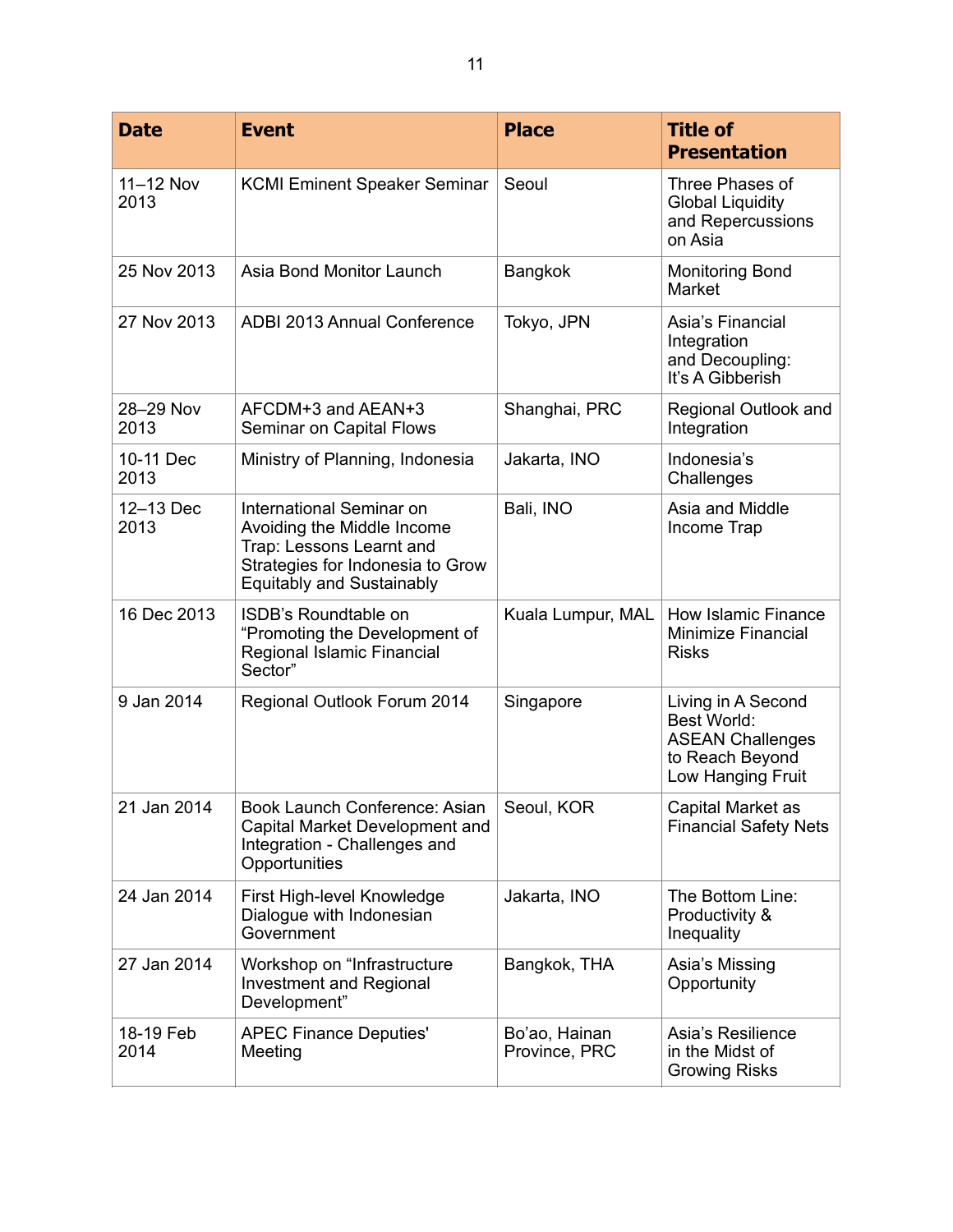| Date | Event | Place | Title of Presentation |
|---|---|---|---|
| 11–12 Nov 2013 | KCMI Eminent Speaker Seminar | Seoul | Three Phases of Global Liquidity and Repercussions on Asia |
| 25 Nov 2013 | Asia Bond Monitor Launch | Bangkok | Monitoring Bond Market |
| 27 Nov 2013 | ADBI 2013 Annual Conference | Tokyo, JPN | Asia's Financial Integration and Decoupling: It's A Gibberish |
| 28–29 Nov 2013 | AFCDM+3 and AEAN+3 Seminar on Capital Flows | Shanghai, PRC | Regional Outlook and Integration |
| 10-11 Dec 2013 | Ministry of Planning, Indonesia | Jakarta, INO | Indonesia's Challenges |
| 12–13 Dec 2013 | International Seminar on Avoiding the Middle Income Trap: Lessons Learnt and Strategies for Indonesia to Grow Equitably and Sustainably | Bali, INO | Asia and Middle Income Trap |
| 16 Dec 2013 | ISDB's Roundtable on "Promoting the Development of Regional Islamic Financial Sector" | Kuala Lumpur, MAL | How Islamic Finance Minimize Financial Risks |
| 9 Jan 2014 | Regional Outlook Forum 2014 | Singapore | Living in A Second Best World: ASEAN Challenges to Reach Beyond Low Hanging Fruit |
| 21 Jan 2014 | Book Launch Conference: Asian Capital Market Development and Integration - Challenges and Opportunities | Seoul, KOR | Capital Market as Financial Safety Nets |
| 24 Jan 2014 | First High-level Knowledge Dialogue with Indonesian Government | Jakarta, INO | The Bottom Line: Productivity & Inequality |
| 27 Jan 2014 | Workshop on "Infrastructure Investment and Regional Development" | Bangkok, THA | Asia's Missing Opportunity |
| 18-19 Feb 2014 | APEC Finance Deputies' Meeting | Bo'ao, Hainan Province, PRC | Asia's Resilience in the Midst of Growing Risks |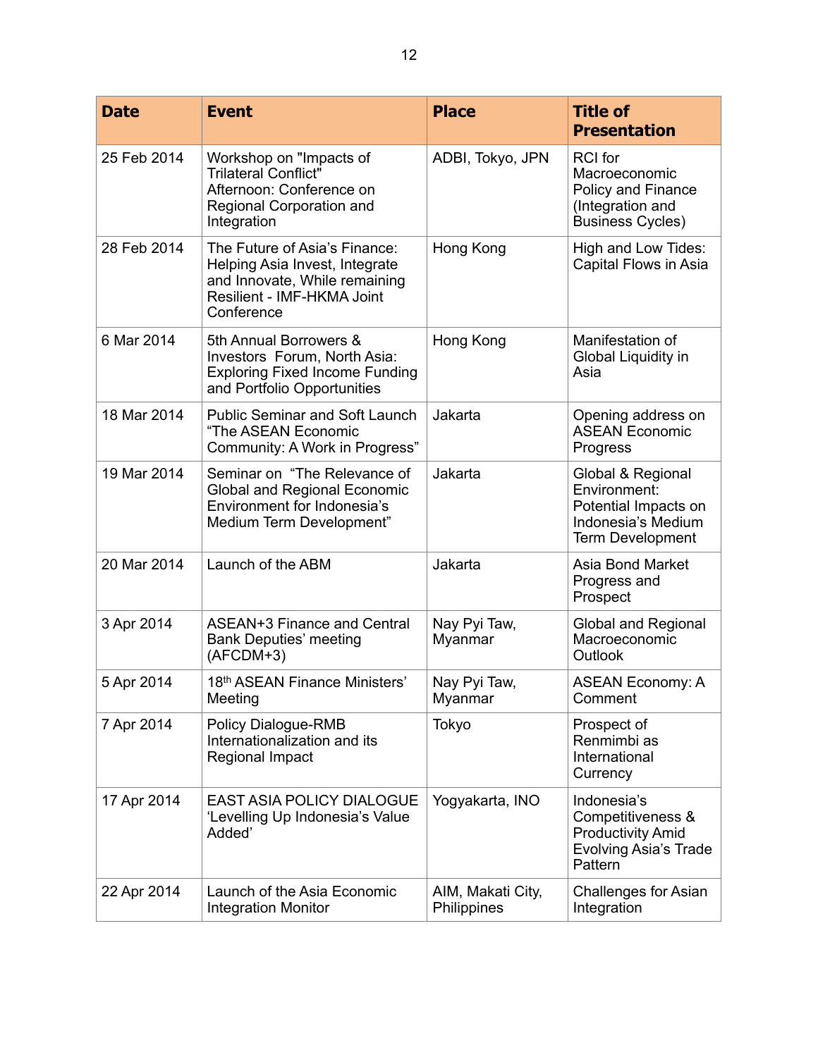| Date | Event | Place | Title of Presentation |
|---|---|---|---|
| 25 Feb 2014 | Workshop on "Impacts of Trilateral Conflict" Afternoon: Conference on Regional Corporation and Integration | ADBI, Tokyo, JPN | RCI for Macroeconomic Policy and Finance (Integration and Business Cycles) |
| 28 Feb 2014 | The Future of Asia's Finance: Helping Asia Invest, Integrate and Innovate, While remaining Resilient - IMF-HKMA Joint Conference | Hong Kong | High and Low Tides: Capital Flows in Asia |
| 6 Mar 2014 | 5th Annual Borrowers & Investors Forum, North Asia: Exploring Fixed Income Funding and Portfolio Opportunities | Hong Kong | Manifestation of Global Liquidity in Asia |
| 18 Mar 2014 | Public Seminar and Soft Launch "The ASEAN Economic Community: A Work in Progress" | Jakarta | Opening address on ASEAN Economic Progress |
| 19 Mar 2014 | Seminar on "The Relevance of Global and Regional Economic Environment for Indonesia's Medium Term Development" | Jakarta | Global & Regional Environment: Potential Impacts on Indonesia's Medium Term Development |
| 20 Mar 2014 | Launch of the ABM | Jakarta | Asia Bond Market Progress and Prospect |
| 3 Apr 2014 | ASEAN+3 Finance and Central Bank Deputies' meeting (AFCDM+3) | Nay Pyi Taw, Myanmar | Global and Regional Macroeconomic Outlook |
| 5 Apr 2014 | 18th ASEAN Finance Ministers' Meeting | Nay Pyi Taw, Myanmar | ASEAN Economy: A Comment |
| 7 Apr 2014 | Policy Dialogue-RMB Internationalization and its Regional Impact | Tokyo | Prospect of Renmimbi as International Currency |
| 17 Apr 2014 | EAST ASIA POLICY DIALOGUE 'Levelling Up Indonesia's Value Added' | Yogyakarta, INO | Indonesia's Competitiveness & Productivity Amid Evolving Asia's Trade Pattern |
| 22 Apr 2014 | Launch of the Asia Economic Integration Monitor | AIM, Makati City, Philippines | Challenges for Asian Integration |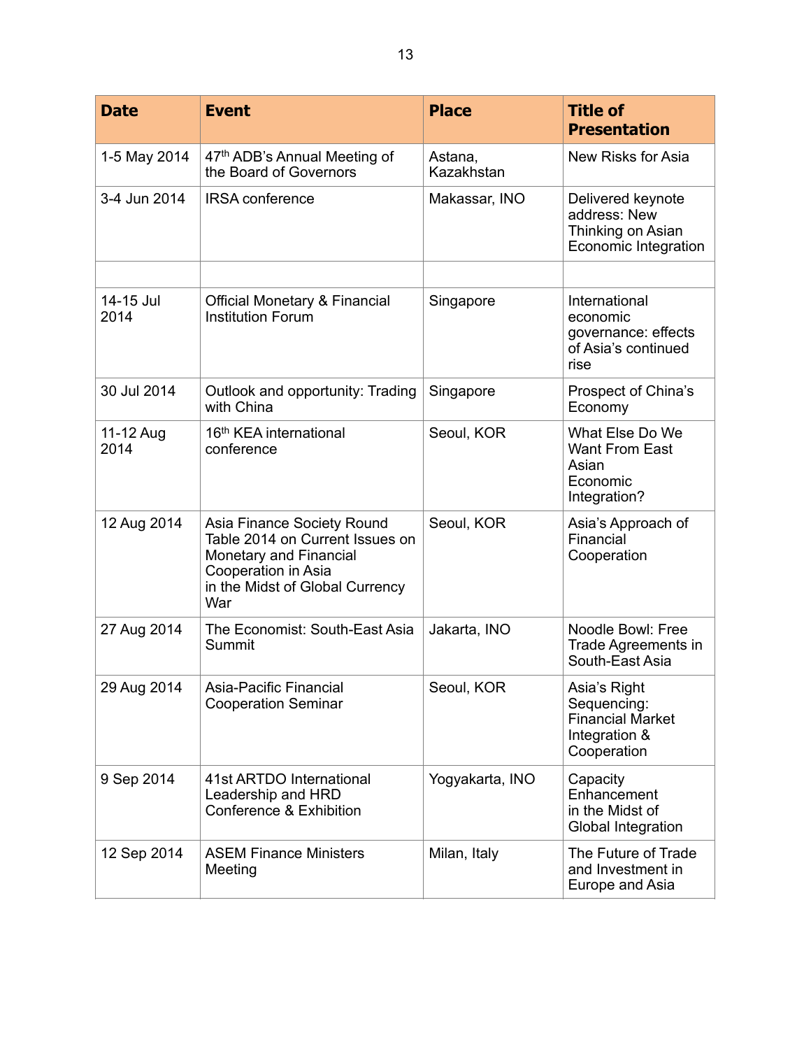| Date | Event | Place | Title of Presentation |
|---|---|---|---|
| 1-5 May 2014 | 47th ADB's Annual Meeting of the Board of Governors | Astana, Kazakhstan | New Risks for Asia |
| 3-4 Jun 2014 | IRSA conference | Makassar, INO | Delivered keynote address: New Thinking on Asian Economic Integration |
| | | | |
| 14-15 Jul 2014 | Official Monetary & Financial Institution Forum | Singapore | International economic governance: effects of Asia's continued rise |
| 30 Jul 2014 | Outlook and opportunity: Trading with China | Singapore | Prospect of China's Economy |
| 11-12 Aug 2014 | 16th KEA international conference | Seoul, KOR | What Else Do We Want From East Asian Economic Integration? |
| 12 Aug 2014 | Asia Finance Society Round Table 2014 on Current Issues on Monetary and Financial Cooperation in Asia in the Midst of Global Currency War | Seoul, KOR | Asia's Approach of Financial Cooperation |
| 27 Aug 2014 | The Economist: South-East Asia Summit | Jakarta, INO | Noodle Bowl: Free Trade Agreements in South-East Asia |
| 29 Aug 2014 | Asia-Pacific Financial Cooperation Seminar | Seoul, KOR | Asia's Right Sequencing: Financial Market Integration & Cooperation |
| 9 Sep 2014 | 41st ARTDO International Leadership and HRD Conference & Exhibition | Yogyakarta, INO | Capacity Enhancement in the Midst of Global Integration |
| 12 Sep 2014 | ASEM Finance Ministers Meeting | Milan, Italy | The Future of Trade and Investment in Europe and Asia |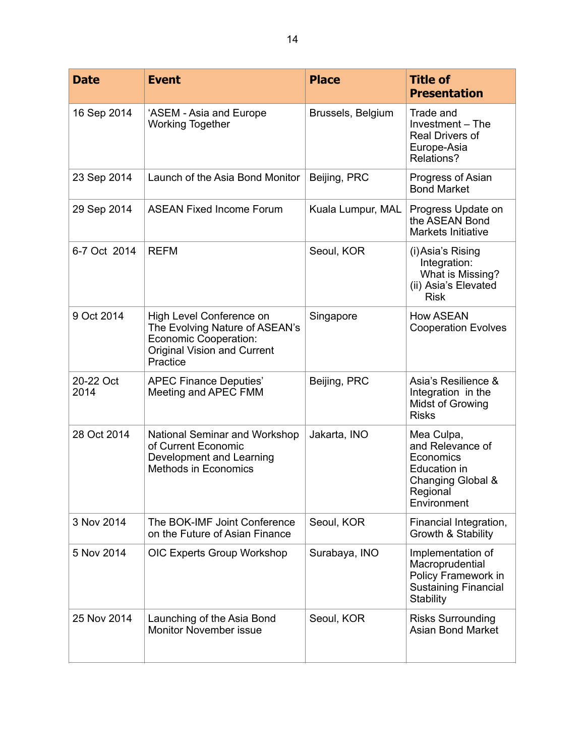| Date | Event | Place | Title of Presentation |
|---|---|---|---|
| 16 Sep 2014 | 'ASEM - Asia and Europe Working Together | Brussels, Belgium | Trade and Investment – The Real Drivers of Europe-Asia Relations? |
| 23 Sep 2014 | Launch of the Asia Bond Monitor | Beijing, PRC | Progress of Asian Bond Market |
| 29 Sep 2014 | ASEAN Fixed Income Forum | Kuala Lumpur, MAL | Progress Update on the ASEAN Bond Markets Initiative |
| 6-7 Oct 2014 | REFM | Seoul, KOR | (i) Asia's Rising Integration: What is Missing? (ii) Asia's Elevated Risk |
| 9 Oct 2014 | High Level Conference on The Evolving Nature of ASEAN's Economic Cooperation: Original Vision and Current Practice | Singapore | How ASEAN Cooperation Evolves |
| 20-22 Oct 2014 | APEC Finance Deputies' Meeting and APEC FMM | Beijing, PRC | Asia's Resilience & Integration in the Midst of Growing Risks |
| 28 Oct 2014 | National Seminar and Workshop of Current Economic Development and Learning Methods in Economics | Jakarta, INO | Mea Culpa, and Relevance of Economics Education in Changing Global & Regional Environment |
| 3 Nov 2014 | The BOK-IMF Joint Conference on the Future of Asian Finance | Seoul, KOR | Financial Integration, Growth & Stability |
| 5 Nov 2014 | OIC Experts Group Workshop | Surabaya, INO | Implementation of Macroprudential Policy Framework in Sustaining Financial Stability |
| 25 Nov 2014 | Launching of the Asia Bond Monitor November issue | Seoul, KOR | Risks Surrounding Asian Bond Market |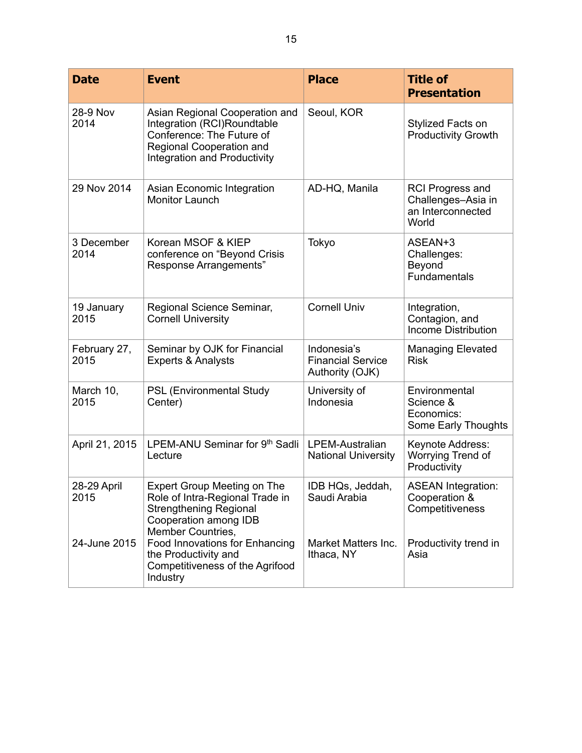| Date | Event | Place | Title of Presentation |
|---|---|---|---|
| 28-9 Nov 2014 | Asian Regional Cooperation and Integration (RCI)Roundtable Conference: The Future of Regional Cooperation and Integration and Productivity | Seoul, KOR | Stylized Facts on Productivity Growth |
| 29 Nov 2014 | Asian Economic Integration Monitor Launch | AD-HQ, Manila | RCI Progress and Challenges–Asia in an Interconnected World |
| 3 December 2014 | Korean MSOF & KIEP conference on “Beyond Crisis Response Arrangements” | Tokyo | ASEAN+3 Challenges: Beyond Fundamentals |
| 19 January 2015 | Regional Science Seminar, Cornell University | Cornell Univ | Integration, Contagion, and Income Distribution |
| February 27, 2015 | Seminar by OJK for Financial Experts & Analysts | Indonesia’s Financial Service Authority (OJK) | Managing Elevated Risk |
| March 10, 2015 | PSL (Environmental Study Center) | University of Indonesia | Environmental Science & Economics: Some Early Thoughts |
| April 21, 2015 | LPEM-ANU Seminar for 9th Sadli Lecture | LPEM-Australian National University | Keynote Address: Worrying Trend of Productivity |
| 28-29 April 2015 | Expert Group Meeting on The Role of Intra-Regional Trade in Strengthening Regional Cooperation among IDB Member Countries, | IDB HQs, Jeddah, Saudi Arabia | ASEAN Integration: Cooperation & Competitiveness |
| 24-June 2015 | Food Innovations for Enhancing the Productivity and Competitiveness of the Agrifood Industry | Market Matters Inc. Ithaca, NY | Productivity trend in Asia |